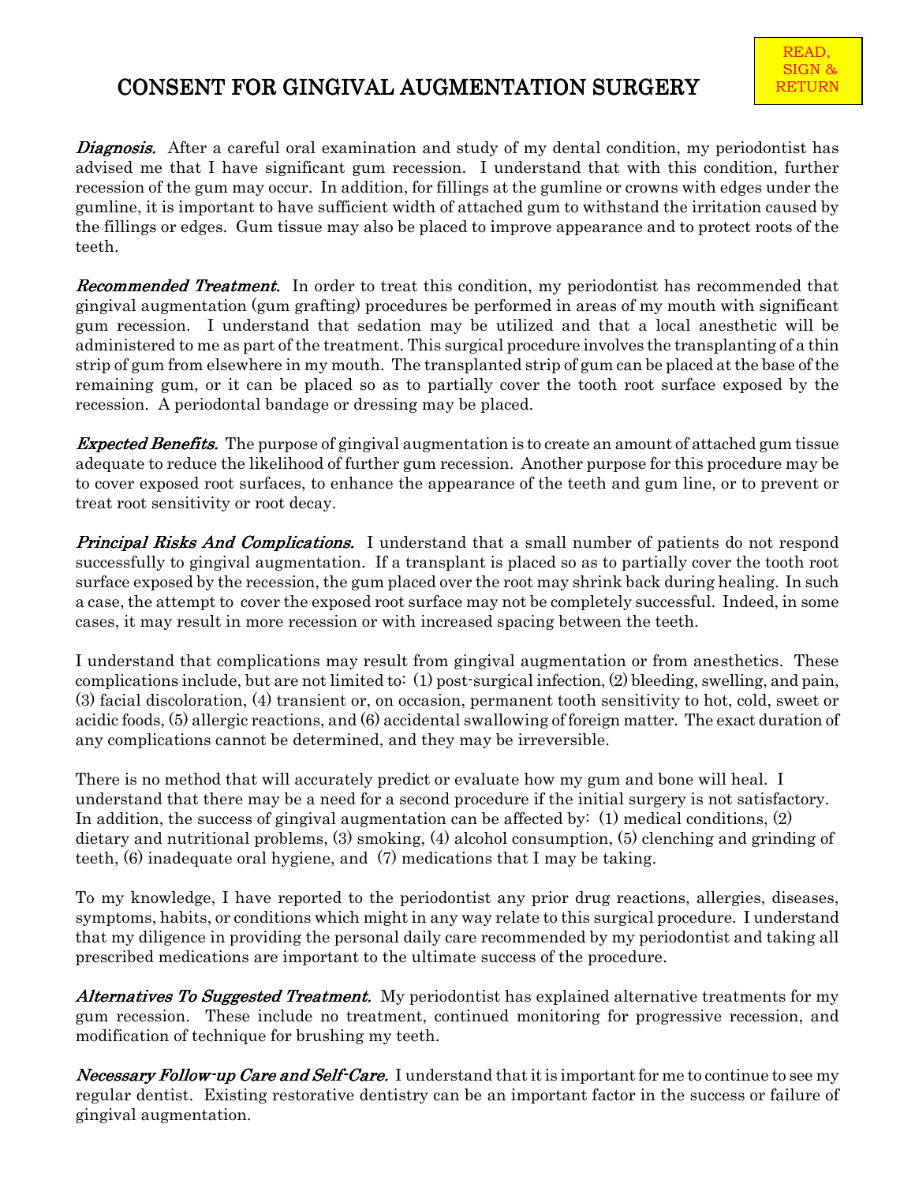# CONSENT FOR GINGIVAL AUGMENTATION SURGERY

READ, SIGN & RETURN

***Diagnosis.*** After a careful oral examination and study of my dental condition, my periodontist has advised me that I have significant gum recession. I understand that with this condition, further recession of the gum may occur. In addition, for fillings at the gumline or crowns with edges under the gumline, it is important to have sufficient width of attached gum to withstand the irritation caused by the fillings or edges. Gum tissue may also be placed to improve appearance and to protect roots of the teeth.

***Recommended Treatment.*** In order to treat this condition, my periodontist has recommended that gingival augmentation (gum grafting) procedures be performed in areas of my mouth with significant gum recession. I understand that sedation may be utilized and that a local anesthetic will be administered to me as part of the treatment. This surgical procedure involves the transplanting of a thin strip of gum from elsewhere in my mouth. The transplanted strip of gum can be placed at the base of the remaining gum, or it can be placed so as to partially cover the tooth root surface exposed by the recession. A periodontal bandage or dressing may be placed.

***Expected Benefits.*** The purpose of gingival augmentation is to create an amount of attached gum tissue adequate to reduce the likelihood of further gum recession. Another purpose for this procedure may be to cover exposed root surfaces, to enhance the appearance of the teeth and gum line, or to prevent or treat root sensitivity or root decay.

***Principal Risks And Complications.*** I understand that a small number of patients do not respond successfully to gingival augmentation. If a transplant is placed so as to partially cover the tooth root surface exposed by the recession, the gum placed over the root may shrink back during healing. In such a case, the attempt to cover the exposed root surface may not be completely successful. Indeed, in some cases, it may result in more recession or with increased spacing between the teeth.

I understand that complications may result from gingival augmentation or from anesthetics. These complications include, but are not limited to: (1) post-surgical infection, (2) bleeding, swelling, and pain, (3) facial discoloration, (4) transient or, on occasion, permanent tooth sensitivity to hot, cold, sweet or acidic foods, (5) allergic reactions, and (6) accidental swallowing of foreign matter. The exact duration of any complications cannot be determined, and they may be irreversible.

There is no method that will accurately predict or evaluate how my gum and bone will heal. I understand that there may be a need for a second procedure if the initial surgery is not satisfactory. In addition, the success of gingival augmentation can be affected by: (1) medical conditions, (2) dietary and nutritional problems, (3) smoking, (4) alcohol consumption, (5) clenching and grinding of teeth, (6) inadequate oral hygiene, and (7) medications that I may be taking.

To my knowledge, I have reported to the periodontist any prior drug reactions, allergies, diseases, symptoms, habits, or conditions which might in any way relate to this surgical procedure. I understand that my diligence in providing the personal daily care recommended by my periodontist and taking all prescribed medications are important to the ultimate success of the procedure.

***Alternatives To Suggested Treatment.*** My periodontist has explained alternative treatments for my gum recession. These include no treatment, continued monitoring for progressive recession, and modification of technique for brushing my teeth.

***Necessary Follow-up Care and Self-Care.*** I understand that it is important for me to continue to see my regular dentist. Existing restorative dentistry can be an important factor in the success or failure of gingival augmentation.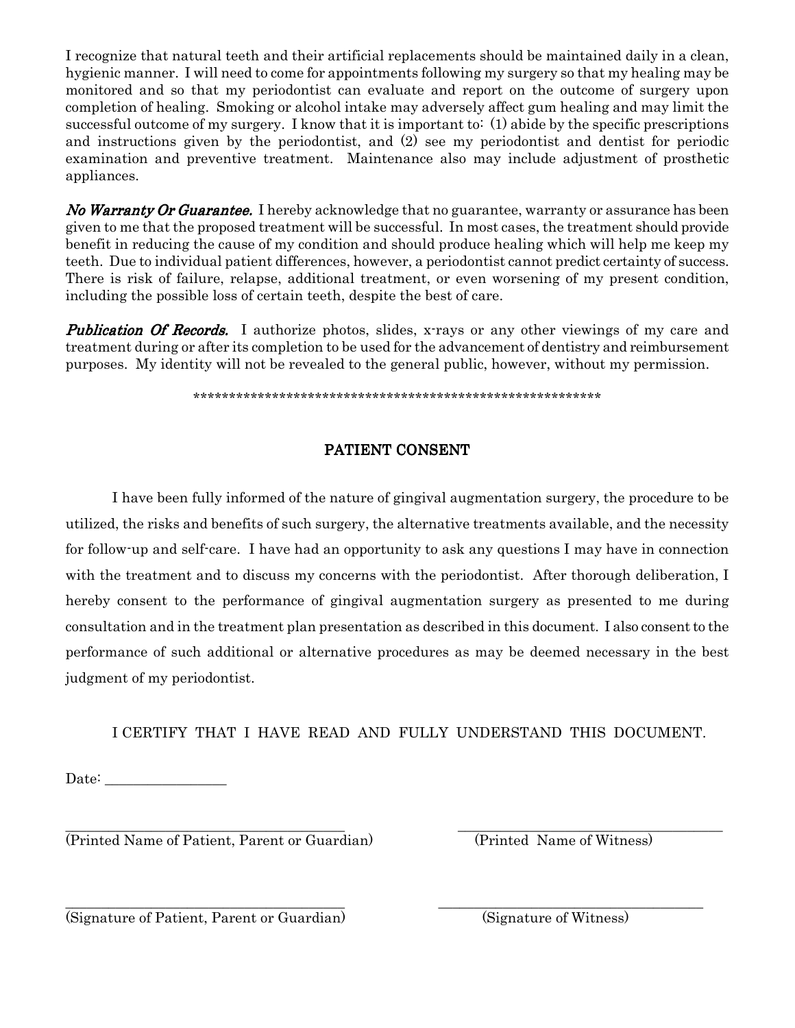I recognize that natural teeth and their artificial replacements should be maintained daily in a clean, hygienic manner. I will need to come for appointments following my surgery so that my healing may be monitored and so that my periodontist can evaluate and report on the outcome of surgery upon completion of healing. Smoking or alcohol intake may adversely affect gum healing and may limit the successful outcome of my surgery. I know that it is important to: (1) abide by the specific prescriptions and instructions given by the periodontist, and (2) see my periodontist and dentist for periodic examination and preventive treatment. Maintenance also may include adjustment of prosthetic appliances.

***No Warranty Or Guarantee.*** I hereby acknowledge that no guarantee, warranty or assurance has been given to me that the proposed treatment will be successful. In most cases, the treatment should provide benefit in reducing the cause of my condition and should produce healing which will help me keep my teeth. Due to individual patient differences, however, a periodontist cannot predict certainty of success. There is risk of failure, relapse, additional treatment, or even worsening of my present condition, including the possible loss of certain teeth, despite the best of care.

***Publication Of Records.*** I authorize photos, slides, x-rays or any other viewings of my care and treatment during or after its completion to be used for the advancement of dentistry and reimbursement purposes. My identity will not be revealed to the general public, however, without my permission.

***********************************************************

## PATIENT CONSENT

I have been fully informed of the nature of gingival augmentation surgery, the procedure to be utilized, the risks and benefits of such surgery, the alternative treatments available, and the necessity for follow-up and self-care. I have had an opportunity to ask any questions I may have in connection with the treatment and to discuss my concerns with the periodontist. After thorough deliberation, I hereby consent to the performance of gingival augmentation surgery as presented to me during consultation and in the treatment plan presentation as described in this document. I also consent to the performance of such additional or alternative procedures as may be deemed necessary in the best judgment of my periodontist.

I CERTIFY THAT I HAVE READ AND FULLY UNDERSTAND THIS DOCUMENT.

Date: _________________

_________________________________________ (Printed Name of Patient, Parent or Guardian)

_________________________________________ (Printed Name of Witness)

_________________________________________ (Signature of Patient, Parent or Guardian)

_________________________________________ (Signature of Witness)